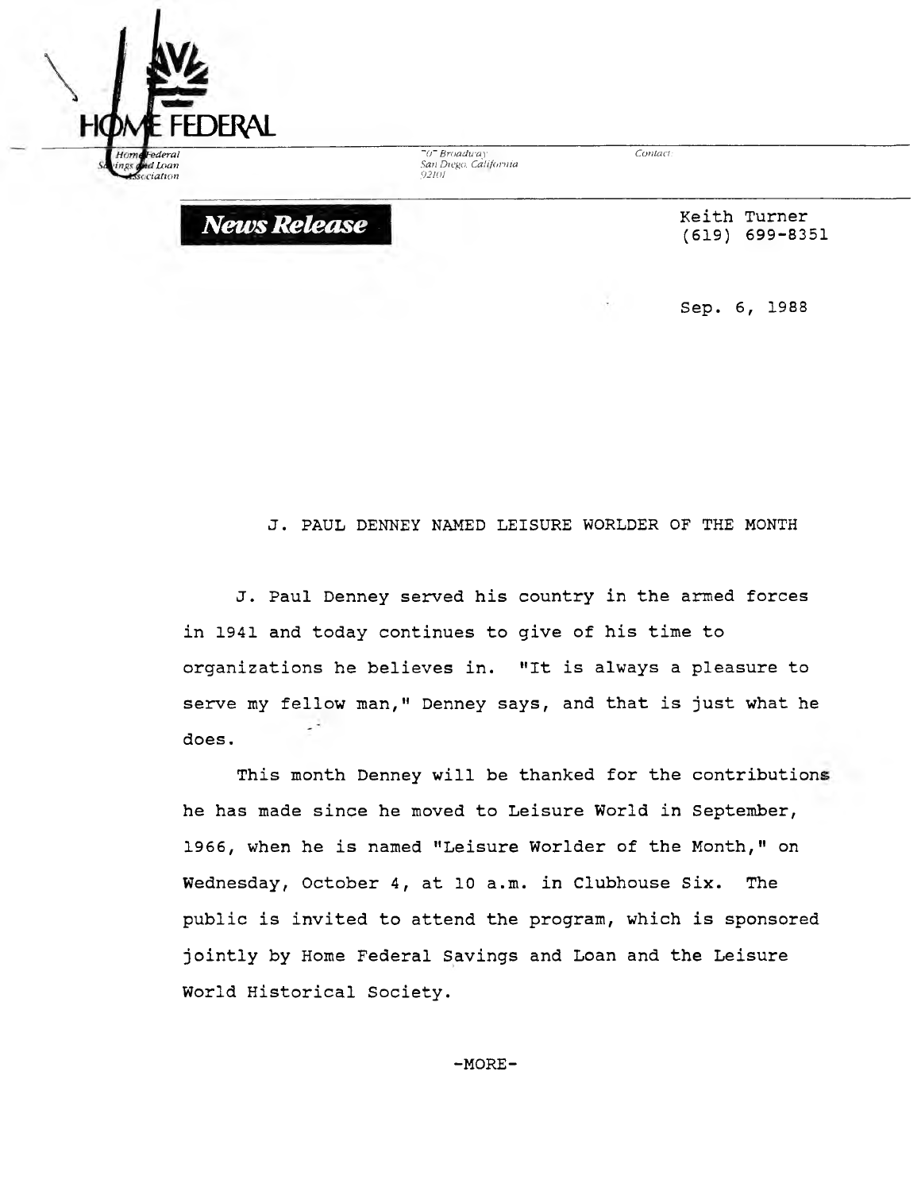**HOME FEDERAL**

Home Federal Savings and Loan Association

707 Broadway
San Diego, California
92101

Contact:

**News Release**

Keith Turner
(619) 699-8351

Sep. 6, 1988

J. PAUL DENNEY NAMED LEISURE WORLDER OF THE MONTH

J. Paul Denney served his country in the armed forces in 1941 and today continues to give of his time to organizations he believes in. "It is always a pleasure to serve my fellow man," Denney says, and that is just what he does.

This month Denney will be thanked for the contributions he has made since he moved to Leisure World in September, 1966, when he is named "Leisure Worlder of the Month," on Wednesday, October 4, at 10 a.m. in Clubhouse Six. The public is invited to attend the program, which is sponsored jointly by Home Federal Savings and Loan and the Leisure World Historical Society.

-MORE-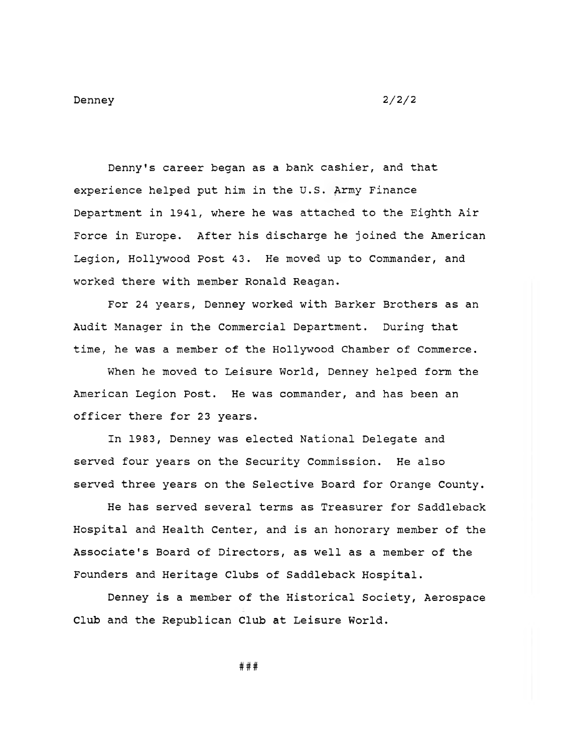Denny's career began as a bank cashier, and that experience helped put him in the U.S. Army Finance Department in 1941, where he was attached to the Eighth Air Force in Europe. After his discharge he joined the American Legion, Hollywood Post 43. He moved up to Commander, and worked there with member Ronald Reagan.

For 24 years, Denney worked with Barker Brothers as an Audit Manager in the Commercial Department. During that time, he was a member of the Hollywood Chamber of Commerce.

When he moved to Leisure World, Denney helped form the American Legion Post. He was commander, and has been an officer there for 23 years.

In 1983, Denney was elected National Delegate and served four years on the Security Commission. He also served three years on the Selective Board for Orange County.

He has served several terms as Treasurer for Saddleback Hospital and Health Center, and is an honorary member of the Associate's Board of Directors, as well as a member of the Founders and Heritage Clubs of Saddleback Hospital.

Denney is a member of the Historical Society, Aerospace Club and the Republican Club at Leisure World.

###